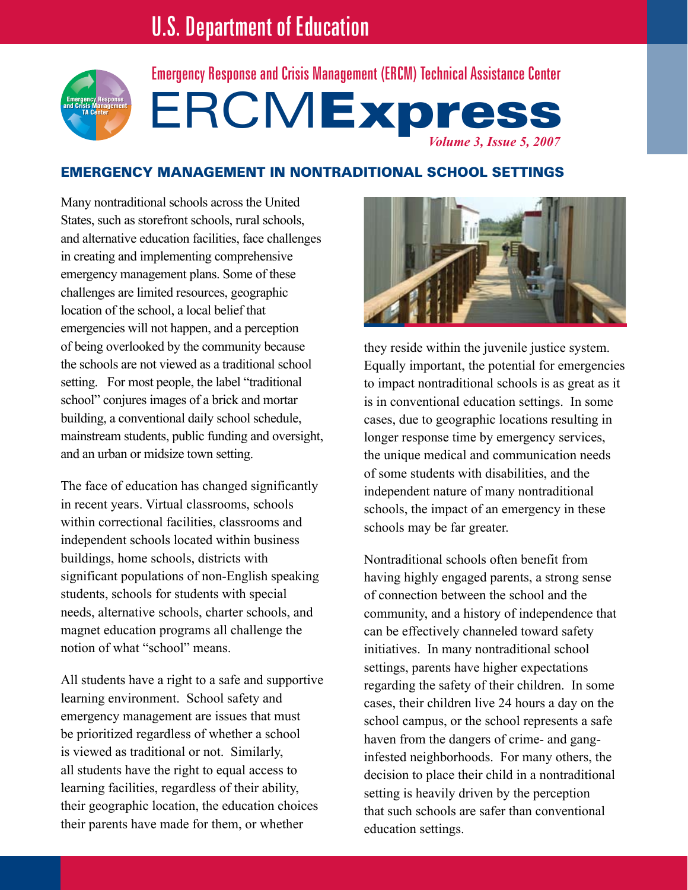U.S. Department of Education

Emergency Response and Crisis Management (ERCM) Technical Assistance Center

# ERCM**Express**

*Volume 3, Issue 5, 2007*

## EMERGENCY MANAGEMENT IN NONTRADITIONAL SCHOOL SETTINGS

Many nontraditional schools across the United States, such as storefront schools, rural schools, and alternative education facilities, face challenges in creating and implementing comprehensive emergency management plans. Some of these challenges are limited resources, geographic location of the school, a local belief that emergencies will not happen, and a perception of being overlooked by the community because the schools are not viewed as a traditional school setting. For most people, the label "traditional school" conjures images of a brick and mortar building, a conventional daily school schedule, mainstream students, public funding and oversight, and an urban or midsize town setting.

The face of education has changed significantly in recent years. Virtual classrooms, schools within correctional facilities, classrooms and independent schools located within business buildings, home schools, districts with significant populations of non-English speaking students, schools for students with special needs, alternative schools, charter schools, and magnet education programs all challenge the notion of what "school" means.

All students have a right to a safe and supportive learning environment. School safety and emergency management are issues that must be prioritized regardless of whether a school is viewed as traditional or not. Similarly, all students have the right to equal access to learning facilities, regardless of their ability, their geographic location, the education choices their parents have made for them, or whether they reside within the juvenile justice system. Equally important, the potential for emergencies to impact nontraditional schools is as great as it is in conventional education settings. In some cases, due to geographic locations resulting in longer response time by emergency services, the unique medical and communication needs of some students with disabilities, and the independent nature of many nontraditional schools, the impact of an emergency in these schools may be far greater.

Nontraditional schools often benefit from having highly engaged parents, a strong sense of connection between the school and the community, and a history of independence that can be effectively channeled toward safety initiatives. In many nontraditional school settings, parents have higher expectations regarding the safety of their children. In some cases, their children live 24 hours a day on the school campus, or the school represents a safe haven from the dangers of crime- and gang-infested neighborhoods. For many others, the decision to place their child in a nontraditional setting is heavily driven by the perception that such schools are safer than conventional education settings.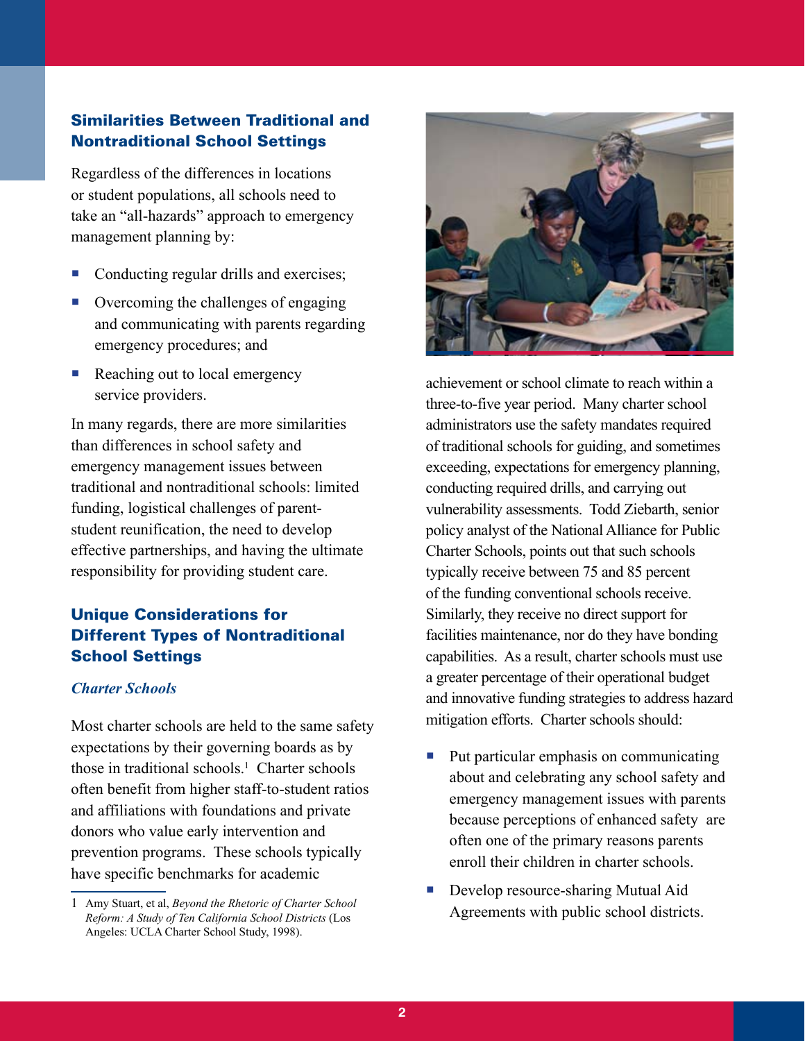### Similarities Between Traditional and Nontraditional School Settings

Regardless of the differences in locations or student populations, all schools need to take an "all-hazards" approach to emergency management planning by:

- Conducting regular drills and exercises;
- Overcoming the challenges of engaging and communicating with parents regarding emergency procedures; and
- Reaching out to local emergency service providers.

In many regards, there are more similarities than differences in school safety and emergency management issues between traditional and nontraditional schools: limited funding, logistical challenges of parent-student reunification, the need to develop effective partnerships, and having the ultimate responsibility for providing student care.

### Unique Considerations for Different Types of Nontraditional School Settings

#### *Charter Schools*

Most charter schools are held to the same safety expectations by their governing boards as by those in traditional schools.[1] Charter schools often benefit from higher staff-to-student ratios and affiliations with foundations and private donors who value early intervention and prevention programs. These schools typically have specific benchmarks for academic achievement or school climate to reach within a three-to-five year period. Many charter school administrators use the safety mandates required of traditional schools for guiding, and sometimes exceeding, expectations for emergency planning, conducting required drills, and carrying out vulnerability assessments. Todd Ziebarth, senior policy analyst of the National Alliance for Public Charter Schools, points out that such schools typically receive between 75 and 85 percent of the funding conventional schools receive. Similarly, they receive no direct support for facilities maintenance, nor do they have bonding capabilities. As a result, charter schools must use a greater percentage of their operational budget and innovative funding strategies to address hazard mitigation efforts. Charter schools should:

- Put particular emphasis on communicating about and celebrating any school safety and emergency management issues with parents because perceptions of enhanced safety are often one of the primary reasons parents enroll their children in charter schools.
- Develop resource-sharing Mutual Aid Agreements with public school districts.

---

1 Amy Stuart, et al, *Beyond the Rhetoric of Charter School Reform: A Study of Ten California School Districts* (Los Angeles: UCLA Charter School Study, 1998).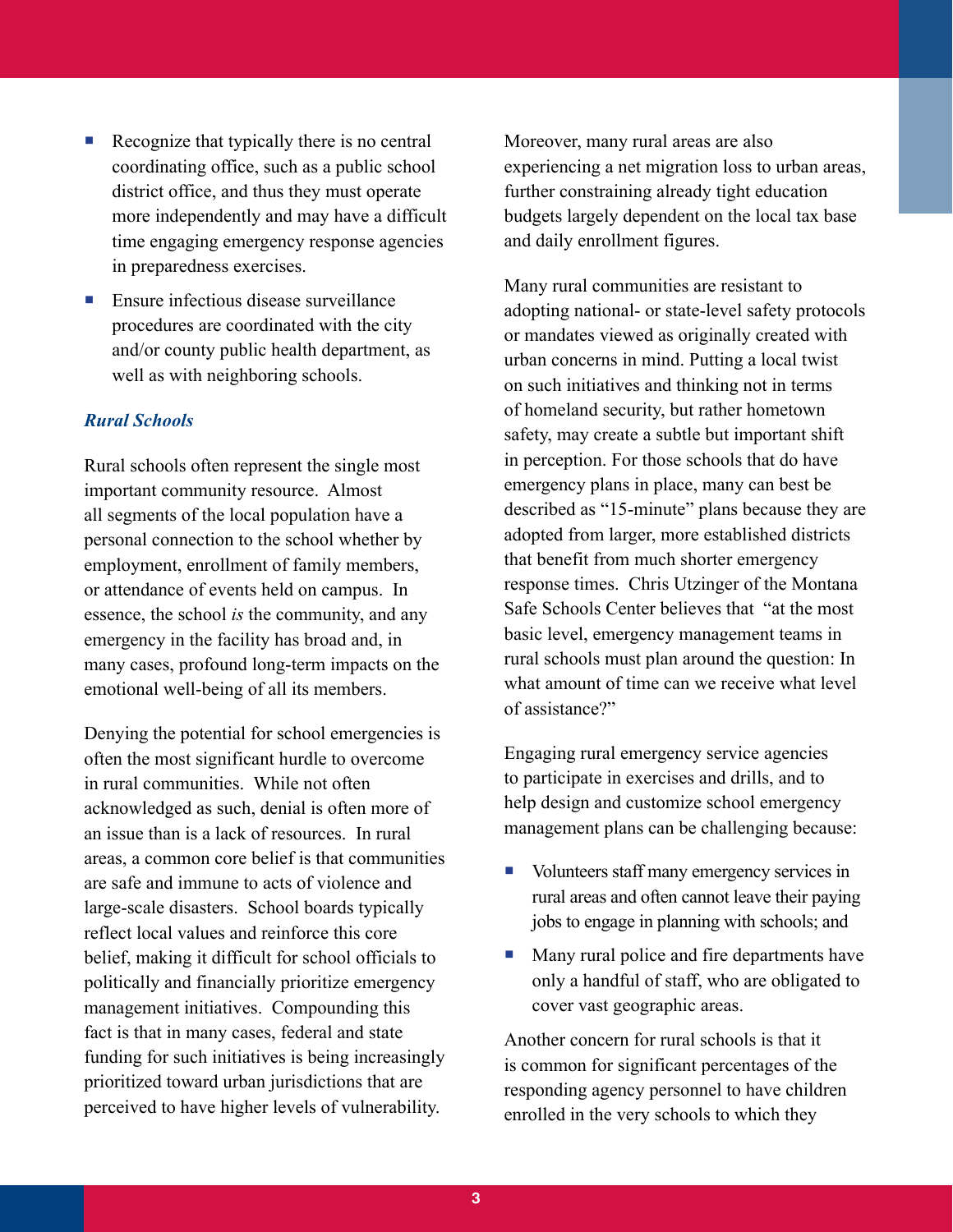- Recognize that typically there is no central coordinating office, such as a public school district office, and thus they must operate more independently and may have a difficult time engaging emergency response agencies in preparedness exercises.
- Ensure infectious disease surveillance procedures are coordinated with the city and/or county public health department, as well as with neighboring schools.

### *Rural Schools*

Rural schools often represent the single most important community resource. Almost all segments of the local population have a personal connection to the school whether by employment, enrollment of family members, or attendance of events held on campus. In essence, the school *is* the community, and any emergency in the facility has broad and, in many cases, profound long-term impacts on the emotional well-being of all its members.

Denying the potential for school emergencies is often the most significant hurdle to overcome in rural communities. While not often acknowledged as such, denial is often more of an issue than is a lack of resources. In rural areas, a common core belief is that communities are safe and immune to acts of violence and large-scale disasters. School boards typically reflect local values and reinforce this core belief, making it difficult for school officials to politically and financially prioritize emergency management initiatives. Compounding this fact is that in many cases, federal and state funding for such initiatives is being increasingly prioritized toward urban jurisdictions that are perceived to have higher levels of vulnerability.

Moreover, many rural areas are also experiencing a net migration loss to urban areas, further constraining already tight education budgets largely dependent on the local tax base and daily enrollment figures.

Many rural communities are resistant to adopting national- or state-level safety protocols or mandates viewed as originally created with urban concerns in mind. Putting a local twist on such initiatives and thinking not in terms of homeland security, but rather hometown safety, may create a subtle but important shift in perception. For those schools that do have emergency plans in place, many can best be described as "15-minute" plans because they are adopted from larger, more established districts that benefit from much shorter emergency response times. Chris Utzinger of the Montana Safe Schools Center believes that "at the most basic level, emergency management teams in rural schools must plan around the question: In what amount of time can we receive what level of assistance?"

Engaging rural emergency service agencies to participate in exercises and drills, and to help design and customize school emergency management plans can be challenging because:

- Volunteers staff many emergency services in rural areas and often cannot leave their paying jobs to engage in planning with schools; and
- Many rural police and fire departments have only a handful of staff, who are obligated to cover vast geographic areas.

Another concern for rural schools is that it is common for significant percentages of the responding agency personnel to have children enrolled in the very schools to which they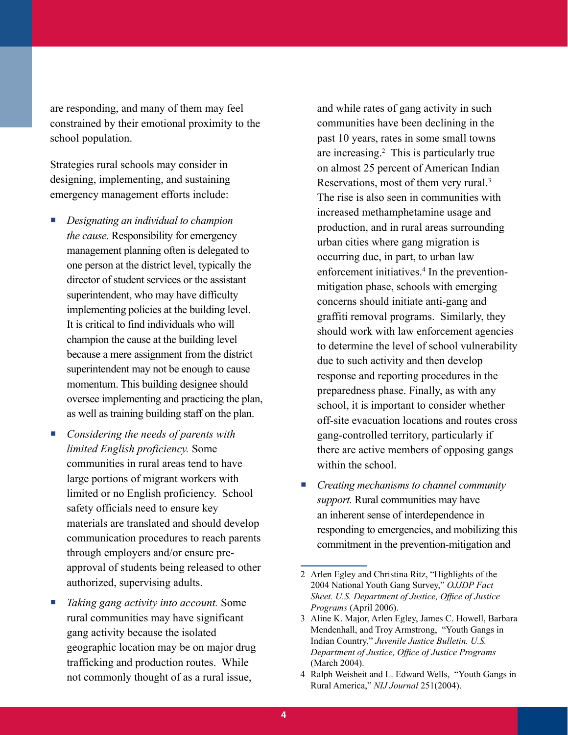are responding, and many of them may feel constrained by their emotional proximity to the school population.

Strategies rural schools may consider in designing, implementing, and sustaining emergency management efforts include:

- *Designating an individual to champion the cause.* Responsibility for emergency management planning often is delegated to one person at the district level, typically the director of student services or the assistant superintendent, who may have difficulty implementing policies at the building level. It is critical to find individuals who will champion the cause at the building level because a mere assignment from the district superintendent may not be enough to cause momentum. This building designee should oversee implementing and practicing the plan, as well as training building staff on the plan.
- *Considering the needs of parents with limited English proficiency.* Some communities in rural areas tend to have large portions of migrant workers with limited or no English proficiency. School safety officials need to ensure key materials are translated and should develop communication procedures to reach parents through employers and/or ensure pre-approval of students being released to other authorized, supervising adults.
- *Taking gang activity into account.* Some rural communities may have significant gang activity because the isolated geographic location may be on major drug trafficking and production routes. While not commonly thought of as a rural issue, and while rates of gang activity in such communities have been declining in the past 10 years, rates in some small towns are increasing.[2] This is particularly true on almost 25 percent of American Indian Reservations, most of them very rural.[3] The rise is also seen in communities with increased methamphetamine usage and production, and in rural areas surrounding urban cities where gang migration is occurring due, in part, to urban law enforcement initiatives.[4] In the prevention-mitigation phase, schools with emerging concerns should initiate anti-gang and graffiti removal programs. Similarly, they should work with law enforcement agencies to determine the level of school vulnerability due to such activity and then develop response and reporting procedures in the preparedness phase. Finally, as with any school, it is important to consider whether off-site evacuation locations and routes cross gang-controlled territory, particularly if there are active members of opposing gangs within the school.
- *Creating mechanisms to channel community support.* Rural communities may have an inherent sense of interdependence in responding to emergencies, and mobilizing this commitment in the prevention-mitigation and

---

2 Arlen Egley and Christina Ritz, "Highlights of the 2004 National Youth Gang Survey," *OJJDP Fact Sheet. U.S. Department of Justice, Office of Justice Programs* (April 2006).

3 Aline K. Major, Arlen Egley, James C. Howell, Barbara Mendenhall, and Troy Armstrong, "Youth Gangs in Indian Country," *Juvenile Justice Bulletin. U.S. Department of Justice, Office of Justice Programs* (March 2004).

4 Ralph Weisheit and L. Edward Wells, "Youth Gangs in Rural America," *NIJ Journal* 251(2004).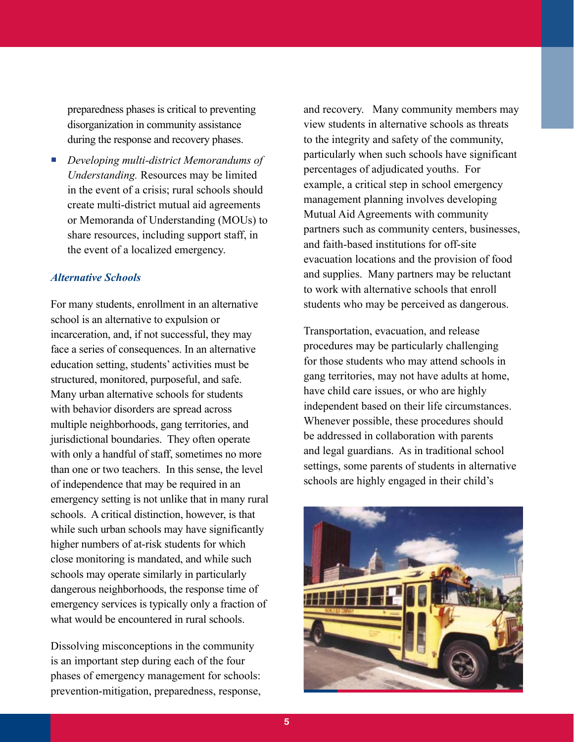preparedness phases is critical to preventing disorganization in community assistance during the response and recovery phases.

- *Developing multi-district Memorandums of Understanding.* Resources may be limited in the event of a crisis; rural schools should create multi-district mutual aid agreements or Memoranda of Understanding (MOUs) to share resources, including support staff, in the event of a localized emergency.

### *Alternative Schools*

For many students, enrollment in an alternative school is an alternative to expulsion or incarceration, and, if not successful, they may face a series of consequences. In an alternative education setting, students' activities must be structured, monitored, purposeful, and safe. Many urban alternative schools for students with behavior disorders are spread across multiple neighborhoods, gang territories, and jurisdictional boundaries. They often operate with only a handful of staff, sometimes no more than one or two teachers. In this sense, the level of independence that may be required in an emergency setting is not unlike that in many rural schools. A critical distinction, however, is that while such urban schools may have significantly higher numbers of at-risk students for which close monitoring is mandated, and while such schools may operate similarly in particularly dangerous neighborhoods, the response time of emergency services is typically only a fraction of what would be encountered in rural schools.

Dissolving misconceptions in the community is an important step during each of the four phases of emergency management for schools: prevention-mitigation, preparedness, response, and recovery. Many community members may view students in alternative schools as threats to the integrity and safety of the community, particularly when such schools have significant percentages of adjudicated youths. For example, a critical step in school emergency management planning involves developing Mutual Aid Agreements with community partners such as community centers, businesses, and faith-based institutions for off-site evacuation locations and the provision of food and supplies. Many partners may be reluctant to work with alternative schools that enroll students who may be perceived as dangerous.

Transportation, evacuation, and release procedures may be particularly challenging for those students who may attend schools in gang territories, may not have adults at home, have child care issues, or who are highly independent based on their life circumstances. Whenever possible, these procedures should be addressed in collaboration with parents and legal guardians. As in traditional school settings, some parents of students in alternative schools are highly engaged in their child's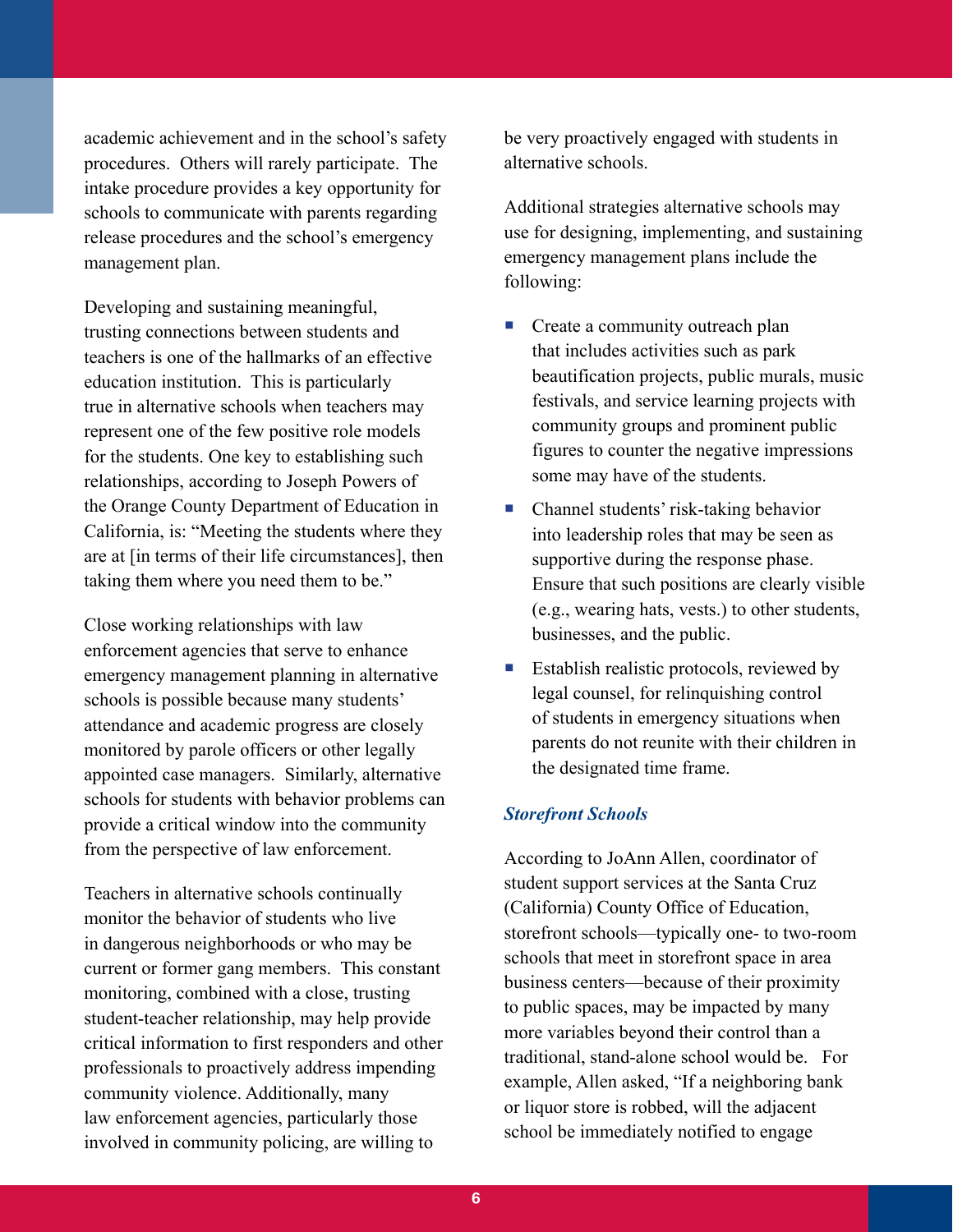academic achievement and in the school's safety procedures. Others will rarely participate. The intake procedure provides a key opportunity for schools to communicate with parents regarding release procedures and the school's emergency management plan.

Developing and sustaining meaningful, trusting connections between students and teachers is one of the hallmarks of an effective education institution. This is particularly true in alternative schools when teachers may represent one of the few positive role models for the students. One key to establishing such relationships, according to Joseph Powers of the Orange County Department of Education in California, is: "Meeting the students where they are at [in terms of their life circumstances], then taking them where you need them to be."

Close working relationships with law enforcement agencies that serve to enhance emergency management planning in alternative schools is possible because many students' attendance and academic progress are closely monitored by parole officers or other legally appointed case managers. Similarly, alternative schools for students with behavior problems can provide a critical window into the community from the perspective of law enforcement.

Teachers in alternative schools continually monitor the behavior of students who live in dangerous neighborhoods or who may be current or former gang members. This constant monitoring, combined with a close, trusting student-teacher relationship, may help provide critical information to first responders and other professionals to proactively address impending community violence. Additionally, many law enforcement agencies, particularly those involved in community policing, are willing to be very proactively engaged with students in alternative schools.

Additional strategies alternative schools may use for designing, implementing, and sustaining emergency management plans include the following:

- Create a community outreach plan that includes activities such as park beautification projects, public murals, music festivals, and service learning projects with community groups and prominent public figures to counter the negative impressions some may have of the students.
- Channel students' risk-taking behavior into leadership roles that may be seen as supportive during the response phase. Ensure that such positions are clearly visible (e.g., wearing hats, vests.) to other students, businesses, and the public.
- Establish realistic protocols, reviewed by legal counsel, for relinquishing control of students in emergency situations when parents do not reunite with their children in the designated time frame.

***Storefront Schools***

According to JoAnn Allen, coordinator of student support services at the Santa Cruz (California) County Office of Education, storefront schools—typically one- to two-room schools that meet in storefront space in area business centers—because of their proximity to public spaces, may be impacted by many more variables beyond their control than a traditional, stand-alone school would be. For example, Allen asked, "If a neighboring bank or liquor store is robbed, will the adjacent school be immediately notified to engage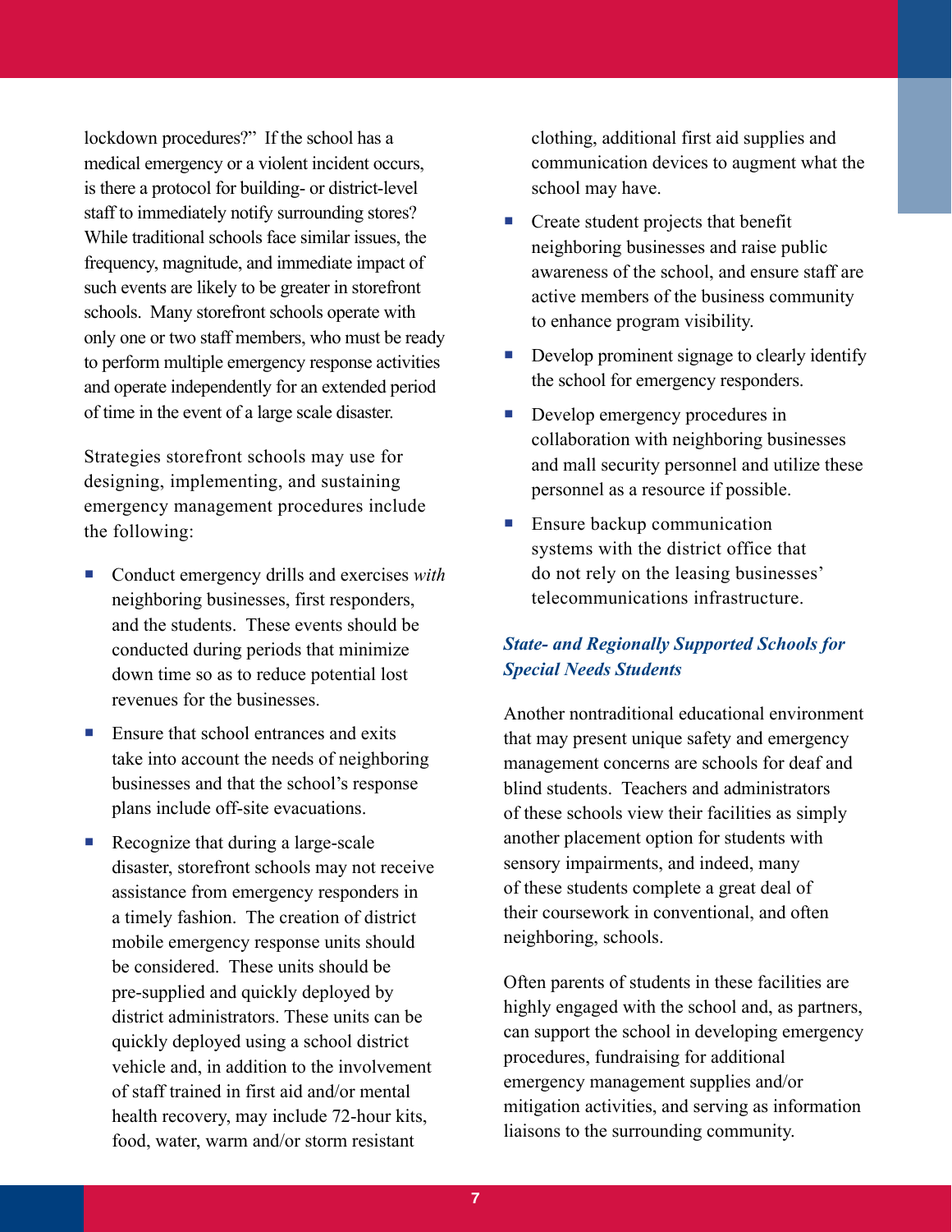lockdown procedures?" If the school has a medical emergency or a violent incident occurs, is there a protocol for building- or district-level staff to immediately notify surrounding stores? While traditional schools face similar issues, the frequency, magnitude, and immediate impact of such events are likely to be greater in storefront schools. Many storefront schools operate with only one or two staff members, who must be ready to perform multiple emergency response activities and operate independently for an extended period of time in the event of a large scale disaster.

Strategies storefront schools may use for designing, implementing, and sustaining emergency management procedures include the following:

- Conduct emergency drills and exercises *with* neighboring businesses, first responders, and the students. These events should be conducted during periods that minimize down time so as to reduce potential lost revenues for the businesses.
- Ensure that school entrances and exits take into account the needs of neighboring businesses and that the school's response plans include off-site evacuations.
- Recognize that during a large-scale disaster, storefront schools may not receive assistance from emergency responders in a timely fashion. The creation of district mobile emergency response units should be considered. These units should be pre-supplied and quickly deployed by district administrators. These units can be quickly deployed using a school district vehicle and, in addition to the involvement of staff trained in first aid and/or mental health recovery, may include 72-hour kits, food, water, warm and/or storm resistant clothing, additional first aid supplies and communication devices to augment what the school may have.
- Create student projects that benefit neighboring businesses and raise public awareness of the school, and ensure staff are active members of the business community to enhance program visibility.
- Develop prominent signage to clearly identify the school for emergency responders.
- Develop emergency procedures in collaboration with neighboring businesses and mall security personnel and utilize these personnel as a resource if possible.
- Ensure backup communication systems with the district office that do not rely on the leasing businesses' telecommunications infrastructure.

### *State- and Regionally Supported Schools for Special Needs Students*

Another nontraditional educational environment that may present unique safety and emergency management concerns are schools for deaf and blind students. Teachers and administrators of these schools view their facilities as simply another placement option for students with sensory impairments, and indeed, many of these students complete a great deal of their coursework in conventional, and often neighboring, schools.

Often parents of students in these facilities are highly engaged with the school and, as partners, can support the school in developing emergency procedures, fundraising for additional emergency management supplies and/or mitigation activities, and serving as information liaisons to the surrounding community.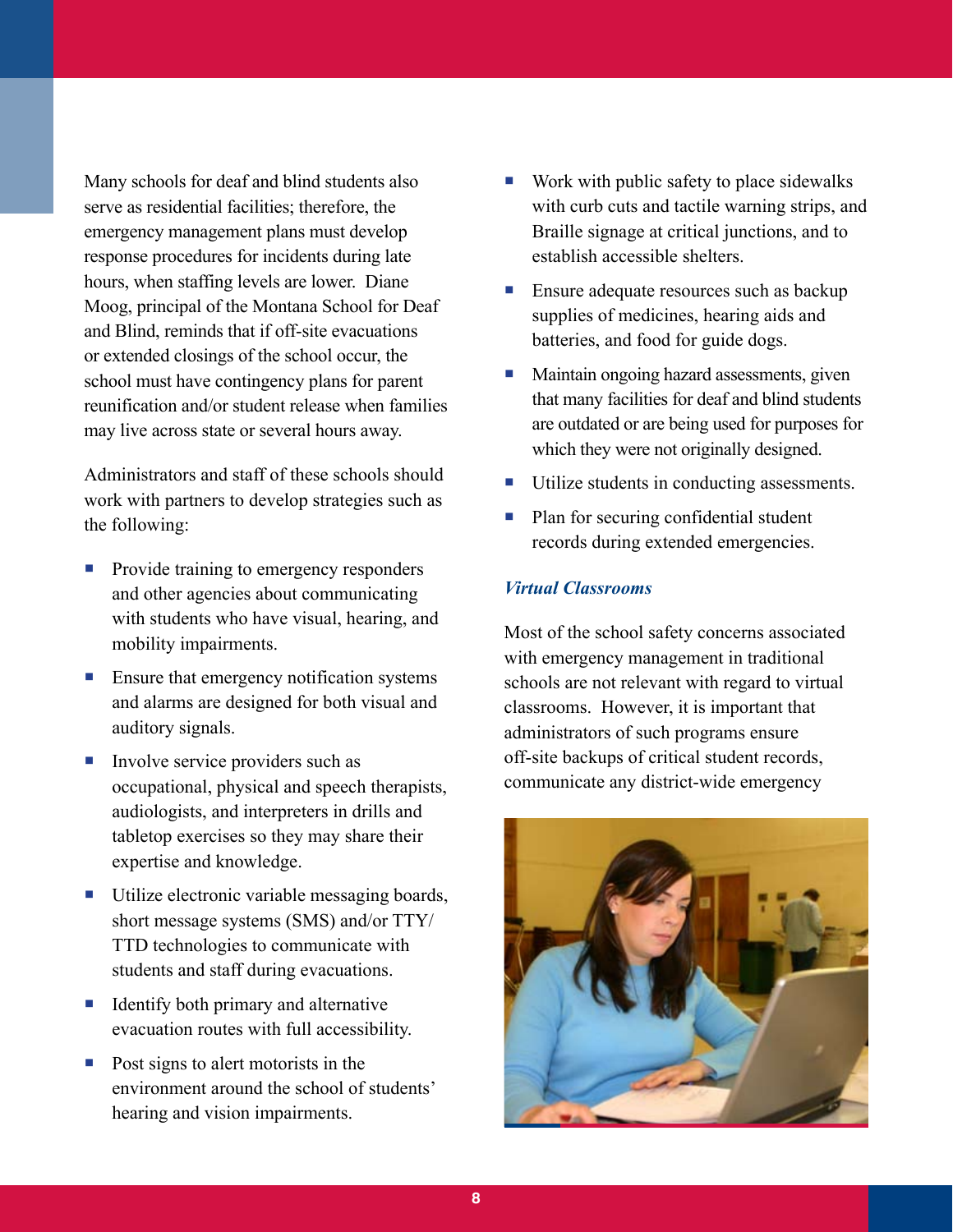Many schools for deaf and blind students also serve as residential facilities; therefore, the emergency management plans must develop response procedures for incidents during late hours, when staffing levels are lower. Diane Moog, principal of the Montana School for Deaf and Blind, reminds that if off-site evacuations or extended closings of the school occur, the school must have contingency plans for parent reunification and/or student release when families may live across state or several hours away.

Administrators and staff of these schools should work with partners to develop strategies such as the following:

- Provide training to emergency responders and other agencies about communicating with students who have visual, hearing, and mobility impairments.
- Ensure that emergency notification systems and alarms are designed for both visual and auditory signals.
- Involve service providers such as occupational, physical and speech therapists, audiologists, and interpreters in drills and tabletop exercises so they may share their expertise and knowledge.
- Utilize electronic variable messaging boards, short message systems (SMS) and/or TTY/TTD technologies to communicate with students and staff during evacuations.
- Identify both primary and alternative evacuation routes with full accessibility.
- Post signs to alert motorists in the environment around the school of students' hearing and vision impairments.
- Work with public safety to place sidewalks with curb cuts and tactile warning strips, and Braille signage at critical junctions, and to establish accessible shelters.
- Ensure adequate resources such as backup supplies of medicines, hearing aids and batteries, and food for guide dogs.
- Maintain ongoing hazard assessments, given that many facilities for deaf and blind students are outdated or are being used for purposes for which they were not originally designed.
- Utilize students in conducting assessments.
- Plan for securing confidential student records during extended emergencies.

### *Virtual Classrooms*

Most of the school safety concerns associated with emergency management in traditional schools are not relevant with regard to virtual classrooms. However, it is important that administrators of such programs ensure off-site backups of critical student records, communicate any district-wide emergency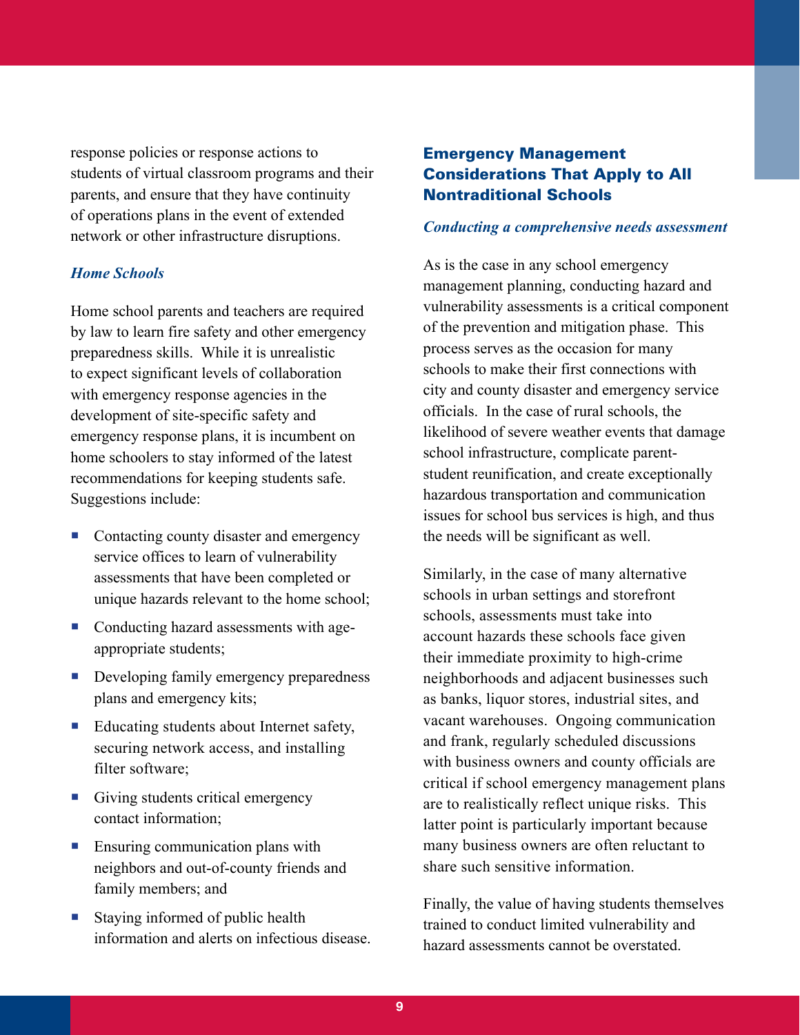response policies or response actions to students of virtual classroom programs and their parents, and ensure that they have continuity of operations plans in the event of extended network or other infrastructure disruptions.

### *Home Schools*

Home school parents and teachers are required by law to learn fire safety and other emergency preparedness skills. While it is unrealistic to expect significant levels of collaboration with emergency response agencies in the development of site-specific safety and emergency response plans, it is incumbent on home schoolers to stay informed of the latest recommendations for keeping students safe. Suggestions include:

- Contacting county disaster and emergency service offices to learn of vulnerability assessments that have been completed or unique hazards relevant to the home school;
- Conducting hazard assessments with age-appropriate students;
- Developing family emergency preparedness plans and emergency kits;
- Educating students about Internet safety, securing network access, and installing filter software;
- Giving students critical emergency contact information;
- Ensuring communication plans with neighbors and out-of-county friends and family members; and
- Staying informed of public health information and alerts on infectious disease.

## Emergency Management Considerations That Apply to All Nontraditional Schools

### *Conducting a comprehensive needs assessment*

As is the case in any school emergency management planning, conducting hazard and vulnerability assessments is a critical component of the prevention and mitigation phase. This process serves as the occasion for many schools to make their first connections with city and county disaster and emergency service officials. In the case of rural schools, the likelihood of severe weather events that damage school infrastructure, complicate parent-student reunification, and create exceptionally hazardous transportation and communication issues for school bus services is high, and thus the needs will be significant as well.

Similarly, in the case of many alternative schools in urban settings and storefront schools, assessments must take into account hazards these schools face given their immediate proximity to high-crime neighborhoods and adjacent businesses such as banks, liquor stores, industrial sites, and vacant warehouses. Ongoing communication and frank, regularly scheduled discussions with business owners and county officials are critical if school emergency management plans are to realistically reflect unique risks. This latter point is particularly important because many business owners are often reluctant to share such sensitive information.

Finally, the value of having students themselves trained to conduct limited vulnerability and hazard assessments cannot be overstated.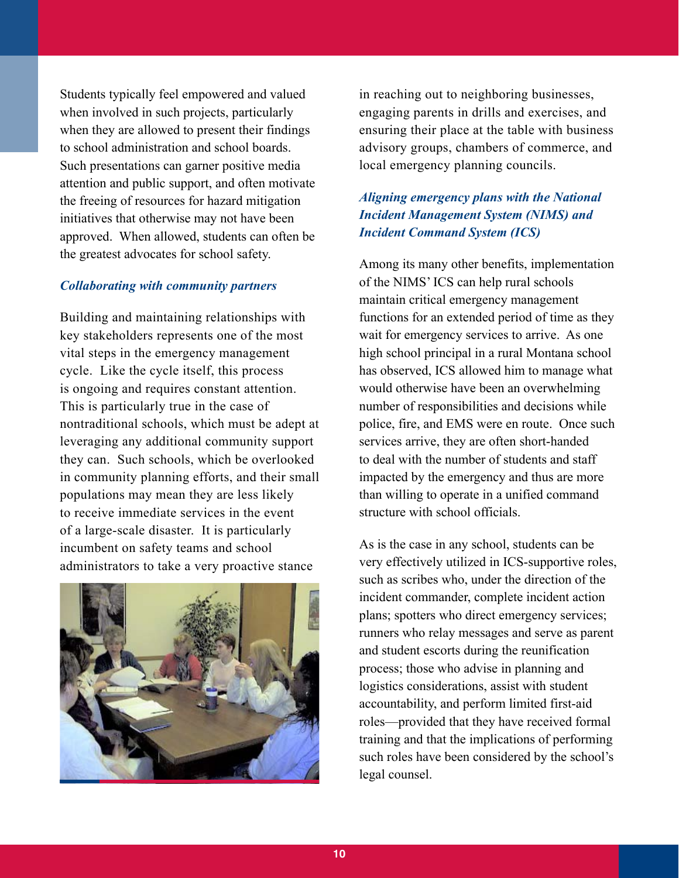Students typically feel empowered and valued when involved in such projects, particularly when they are allowed to present their findings to school administration and school boards. Such presentations can garner positive media attention and public support, and often motivate the freeing of resources for hazard mitigation initiatives that otherwise may not have been approved. When allowed, students can often be the greatest advocates for school safety.

### *Collaborating with community partners*

Building and maintaining relationships with key stakeholders represents one of the most vital steps in the emergency management cycle. Like the cycle itself, this process is ongoing and requires constant attention. This is particularly true in the case of nontraditional schools, which must be adept at leveraging any additional community support they can. Such schools, which be overlooked in community planning efforts, and their small populations may mean they are less likely to receive immediate services in the event of a large-scale disaster. It is particularly incumbent on safety teams and school administrators to take a very proactive stance in reaching out to neighboring businesses, engaging parents in drills and exercises, and ensuring their place at the table with business advisory groups, chambers of commerce, and local emergency planning councils.

### *Aligning emergency plans with the National Incident Management System (NIMS) and Incident Command System (ICS)*

Among its many other benefits, implementation of the NIMS' ICS can help rural schools maintain critical emergency management functions for an extended period of time as they wait for emergency services to arrive. As one high school principal in a rural Montana school has observed, ICS allowed him to manage what would otherwise have been an overwhelming number of responsibilities and decisions while police, fire, and EMS were en route. Once such services arrive, they are often short-handed to deal with the number of students and staff impacted by the emergency and thus are more than willing to operate in a unified command structure with school officials.

As is the case in any school, students can be very effectively utilized in ICS-supportive roles, such as scribes who, under the direction of the incident commander, complete incident action plans; spotters who direct emergency services; runners who relay messages and serve as parent and student escorts during the reunification process; those who advise in planning and logistics considerations, assist with student accountability, and perform limited first-aid roles—provided that they have received formal training and that the implications of performing such roles have been considered by the school's legal counsel.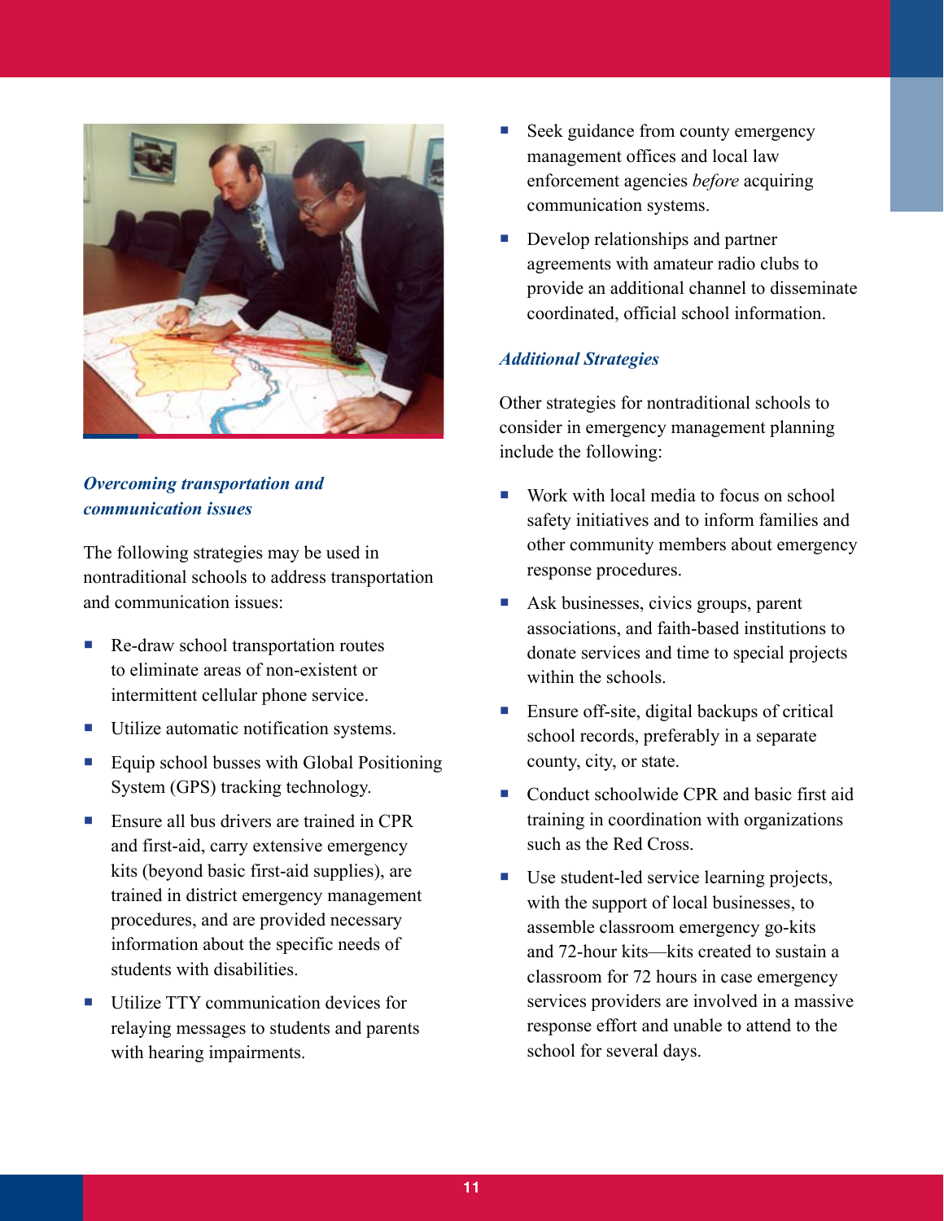### *Overcoming transportation and communication issues*

The following strategies may be used in nontraditional schools to address transportation and communication issues:

- Re-draw school transportation routes to eliminate areas of non-existent or intermittent cellular phone service.
- Utilize automatic notification systems.
- Equip school busses with Global Positioning System (GPS) tracking technology.
- Ensure all bus drivers are trained in CPR and first-aid, carry extensive emergency kits (beyond basic first-aid supplies), are trained in district emergency management procedures, and are provided necessary information about the specific needs of students with disabilities.
- Utilize TTY communication devices for relaying messages to students and parents with hearing impairments.
- Seek guidance from county emergency management offices and local law enforcement agencies *before* acquiring communication systems.
- Develop relationships and partner agreements with amateur radio clubs to provide an additional channel to disseminate coordinated, official school information.

### *Additional Strategies*

Other strategies for nontraditional schools to consider in emergency management planning include the following:

- Work with local media to focus on school safety initiatives and to inform families and other community members about emergency response procedures.
- Ask businesses, civics groups, parent associations, and faith-based institutions to donate services and time to special projects within the schools.
- Ensure off-site, digital backups of critical school records, preferably in a separate county, city, or state.
- Conduct schoolwide CPR and basic first aid training in coordination with organizations such as the Red Cross.
- Use student-led service learning projects, with the support of local businesses, to assemble classroom emergency go-kits and 72-hour kits—kits created to sustain a classroom for 72 hours in case emergency services providers are involved in a massive response effort and unable to attend to the school for several days.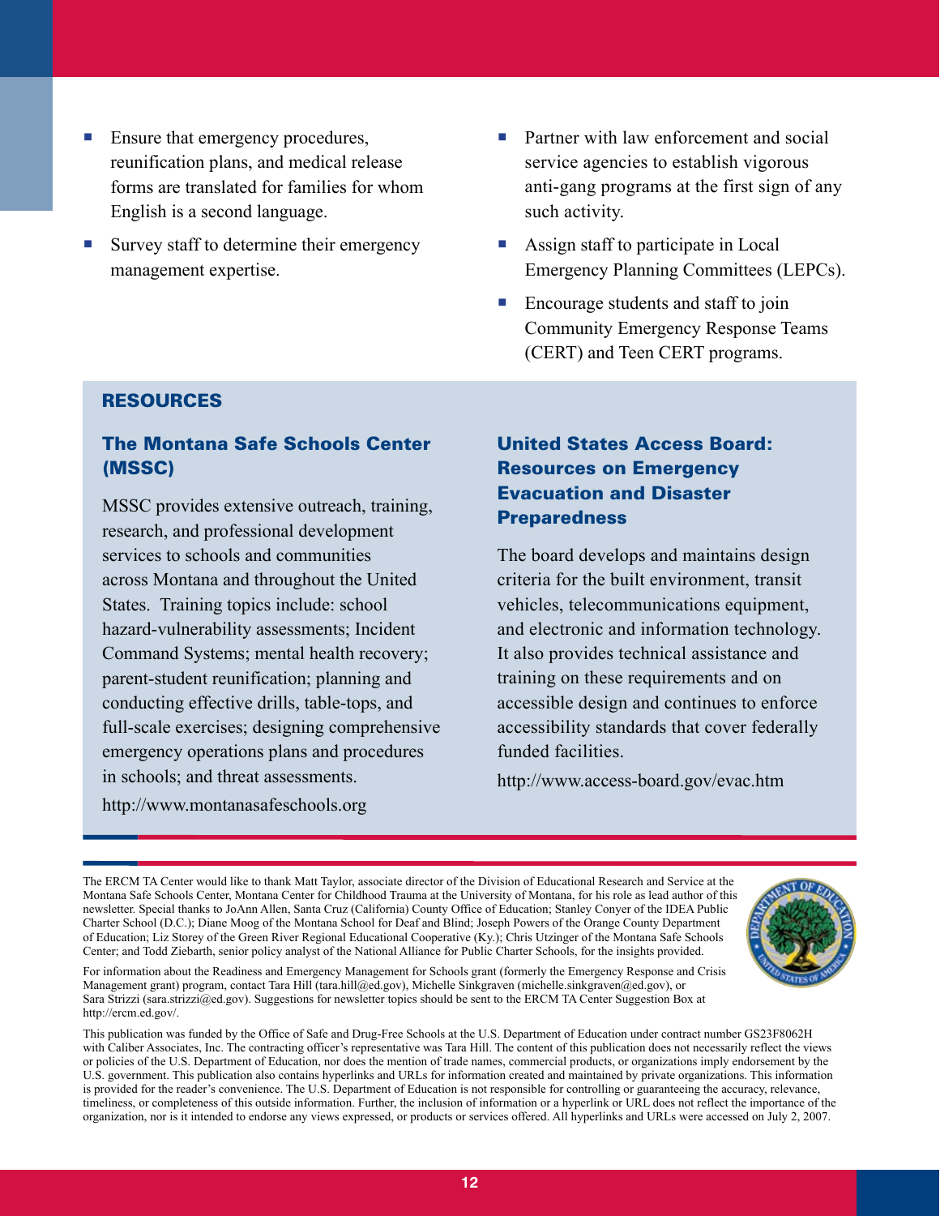- Ensure that emergency procedures, reunification plans, and medical release forms are translated for families for whom English is a second language.
- Survey staff to determine their emergency management expertise.
- Partner with law enforcement and social service agencies to establish vigorous anti-gang programs at the first sign of any such activity.
- Assign staff to participate in Local Emergency Planning Committees (LEPCs).
- Encourage students and staff to join Community Emergency Response Teams (CERT) and Teen CERT programs.

## RESOURCES

### The Montana Safe Schools Center (MSSC)

MSSC provides extensive outreach, training, research, and professional development services to schools and communities across Montana and throughout the United States. Training topics include: school hazard-vulnerability assessments; Incident Command Systems; mental health recovery; parent-student reunification; planning and conducting effective drills, table-tops, and full-scale exercises; designing comprehensive emergency operations plans and procedures in schools; and threat assessments.

http://www.montanasafeschools.org

### United States Access Board: Resources on Emergency Evacuation and Disaster Preparedness

The board develops and maintains design criteria for the built environment, transit vehicles, telecommunications equipment, and electronic and information technology. It also provides technical assistance and training on these requirements and on accessible design and continues to enforce accessibility standards that cover federally funded facilities.

http://www.access-board.gov/evac.htm

---

The ERCM TA Center would like to thank Matt Taylor, associate director of the Division of Educational Research and Service at the Montana Safe Schools Center, Montana Center for Childhood Trauma at the University of Montana, for his role as lead author of this newsletter. Special thanks to JoAnn Allen, Santa Cruz (California) County Office of Education; Stanley Conyer of the IDEA Public Charter School (D.C.); Diane Moog of the Montana School for Deaf and Blind; Joseph Powers of the Orange County Department of Education; Liz Storey of the Green River Regional Educational Cooperative (Ky.); Chris Utzinger of the Montana Safe Schools Center; and Todd Ziebarth, senior policy analyst of the National Alliance for Public Charter Schools, for the insights provided.

For information about the Readiness and Emergency Management for Schools grant (formerly the Emergency Response and Crisis Management grant) program, contact Tara Hill (tara.hill@ed.gov), Michelle Sinkgraven (michelle.sinkgraven@ed.gov), or Sara Strizzi (sara.strizzi@ed.gov). Suggestions for newsletter topics should be sent to the ERCM TA Center Suggestion Box at http://ercm.ed.gov/.

This publication was funded by the Office of Safe and Drug-Free Schools at the U.S. Department of Education under contract number GS23F8062H with Caliber Associates, Inc. The contracting officer's representative was Tara Hill. The content of this publication does not necessarily reflect the views or policies of the U.S. Department of Education, nor does the mention of trade names, commercial products, or organizations imply endorsement by the U.S. government. This publication also contains hyperlinks and URLs for information created and maintained by private organizations. This information is provided for the reader's convenience. The U.S. Department of Education is not responsible for controlling or guaranteeing the accuracy, relevance, timeliness, or completeness of this outside information. Further, the inclusion of information or a hyperlink or URL does not reflect the importance of the organization, nor is it intended to endorse any views expressed, or products or services offered. All hyperlinks and URLs were accessed on July 2, 2007.